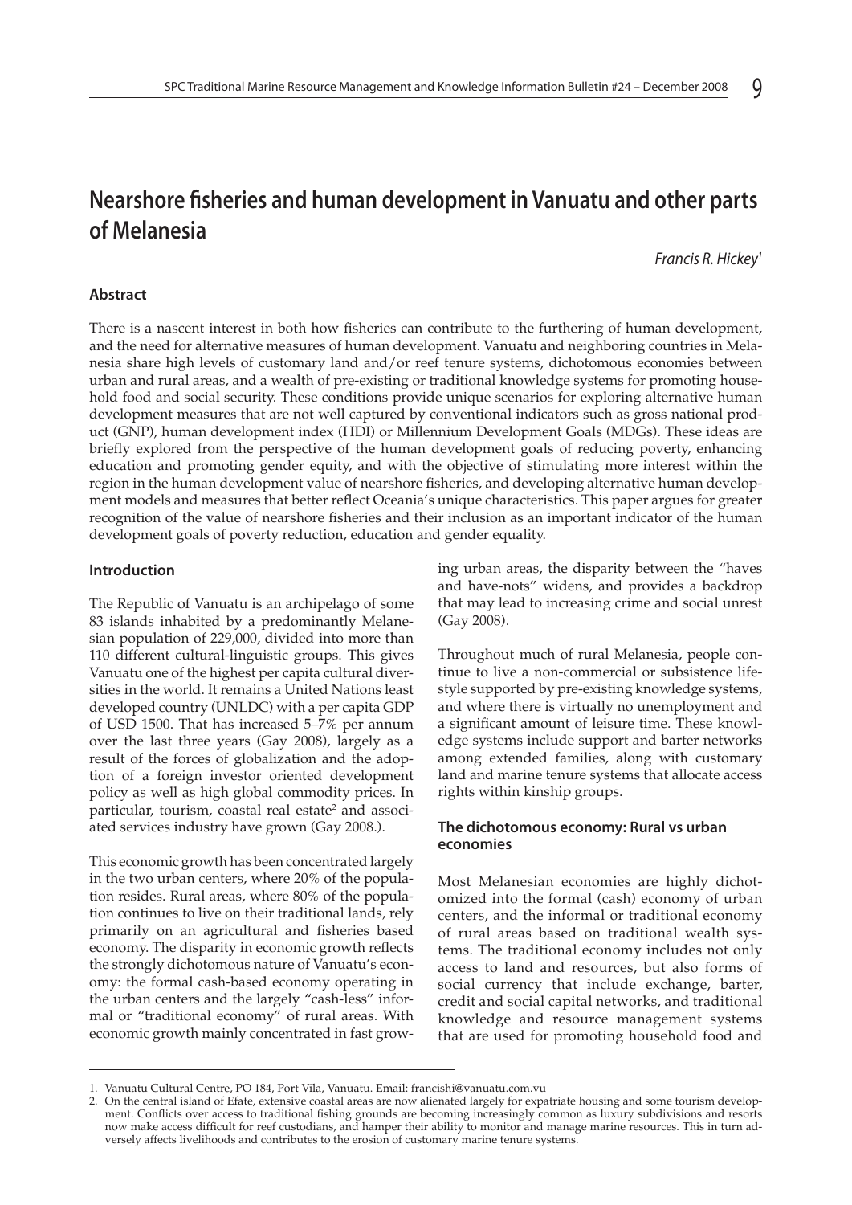# Nearshore fisheries and human development in Vanuatu and other parts of Melanesia

*Francis R. Hickey*[1]

### Abstract

There is a nascent interest in both how fisheries can contribute to the furthering of human development, and the need for alternative measures of human development. Vanuatu and neighboring countries in Melanesia share high levels of customary land and/or reef tenure systems, dichotomous economies between urban and rural areas, and a wealth of pre-existing or traditional knowledge systems for promoting household food and social security. These conditions provide unique scenarios for exploring alternative human development measures that are not well captured by conventional indicators such as gross national product (GNP), human development index (HDI) or Millennium Development Goals (MDGs). These ideas are briefly explored from the perspective of the human development goals of reducing poverty, enhancing education and promoting gender equity, and with the objective of stimulating more interest within the region in the human development value of nearshore fisheries, and developing alternative human development models and measures that better reflect Oceania's unique characteristics. This paper argues for greater recognition of the value of nearshore fisheries and their inclusion as an important indicator of the human development goals of poverty reduction, education and gender equality.

### Introduction

The Republic of Vanuatu is an archipelago of some 83 islands inhabited by a predominantly Melanesian population of 229,000, divided into more than 110 different cultural-linguistic groups. This gives Vanuatu one of the highest per capita cultural diversities in the world. It remains a United Nations least developed country (UNLDC) with a per capita GDP of USD 1500. That has increased 5–7% per annum over the last three years (Gay 2008), largely as a result of the forces of globalization and the adoption of a foreign investor oriented development policy as well as high global commodity prices. In particular, tourism, coastal real estate[2] and associated services industry have grown (Gay 2008.).

This economic growth has been concentrated largely in the two urban centers, where 20% of the population resides. Rural areas, where 80% of the population continues to live on their traditional lands, rely primarily on an agricultural and fisheries based economy. The disparity in economic growth reflects the strongly dichotomous nature of Vanuatu's economy: the formal cash-based economy operating in the urban centers and the largely "cash-less" informal or "traditional economy" of rural areas. With economic growth mainly concentrated in fast growing urban areas, the disparity between the "haves and have-nots" widens, and provides a backdrop that may lead to increasing crime and social unrest (Gay 2008).

Throughout much of rural Melanesia, people continue to live a non-commercial or subsistence lifestyle supported by pre-existing knowledge systems, and where there is virtually no unemployment and a significant amount of leisure time. These knowledge systems include support and barter networks among extended families, along with customary land and marine tenure systems that allocate access rights within kinship groups.

### The dichotomous economy: Rural vs urban economies

Most Melanesian economies are highly dichotomized into the formal (cash) economy of urban centers, and the informal or traditional economy of rural areas based on traditional wealth systems. The traditional economy includes not only access to land and resources, but also forms of social currency that include exchange, barter, credit and social capital networks, and traditional knowledge and resource management systems that are used for promoting household food and

---

1. Vanuatu Cultural Centre, PO 184, Port Vila, Vanuatu. Email: francishi@vanuatu.com.vu
2. On the central island of Efate, extensive coastal areas are now alienated largely for expatriate housing and some tourism development. Conflicts over access to traditional fishing grounds are becoming increasingly common as luxury subdivisions and resorts now make access difficult for reef custodians, and hamper their ability to monitor and manage marine resources. This in turn adversely affects livelihoods and contributes to the erosion of customary marine tenure systems.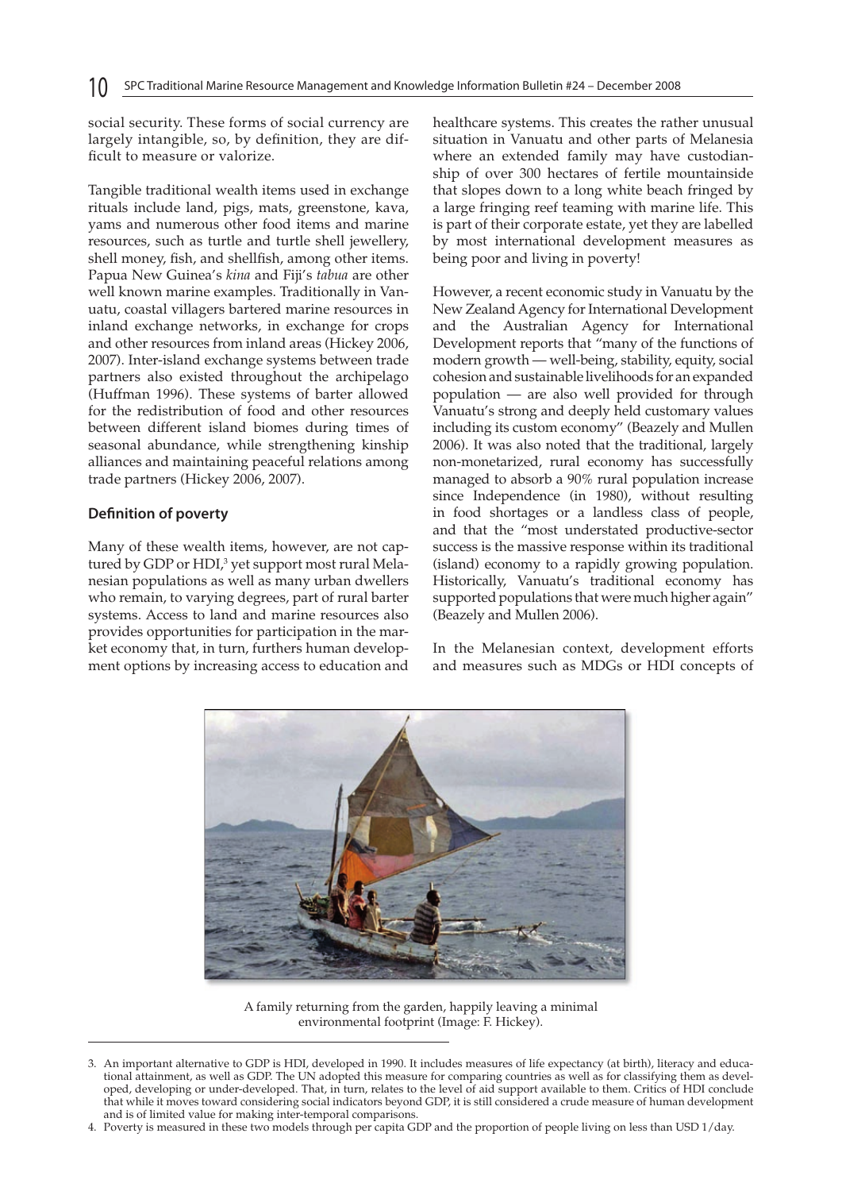social security. These forms of social currency are largely intangible, so, by definition, they are difficult to measure or valorize.

Tangible traditional wealth items used in exchange rituals include land, pigs, mats, greenstone, kava, yams and numerous other food items and marine resources, such as turtle and turtle shell jewellery, shell money, fish, and shellfish, among other items. Papua New Guinea's *kina* and Fiji's *tabua* are other well known marine examples. Traditionally in Vanuatu, coastal villagers bartered marine resources in inland exchange networks, in exchange for crops and other resources from inland areas (Hickey 2006, 2007). Inter-island exchange systems between trade partners also existed throughout the archipelago (Huffman 1996). These systems of barter allowed for the redistribution of food and other resources between different island biomes during times of seasonal abundance, while strengthening kinship alliances and maintaining peaceful relations among trade partners (Hickey 2006, 2007).

### Definition of poverty

Many of these wealth items, however, are not captured by GDP or HDI,[3] yet support most rural Melanesian populations as well as many urban dwellers who remain, to varying degrees, part of rural barter systems. Access to land and marine resources also provides opportunities for participation in the market economy that, in turn, furthers human development options by increasing access to education and healthcare systems. This creates the rather unusual situation in Vanuatu and other parts of Melanesia where an extended family may have custodianship of over 300 hectares of fertile mountainside that slopes down to a long white beach fringed by a large fringing reef teaming with marine life. This is part of their corporate estate, yet they are labelled by most international development measures as being poor and living in poverty!

However, a recent economic study in Vanuatu by the New Zealand Agency for International Development and the Australian Agency for International Development reports that "many of the functions of modern growth — well-being, stability, equity, social cohesion and sustainable livelihoods for an expanded population — are also well provided for through Vanuatu's strong and deeply held customary values including its custom economy" (Beazely and Mullen 2006). It was also noted that the traditional, largely non-monetarized, rural economy has successfully managed to absorb a 90% rural population increase since Independence (in 1980), without resulting in food shortages or a landless class of people, and that the "most understated productive-sector success is the massive response within its traditional (island) economy to a rapidly growing population. Historically, Vanuatu's traditional economy has supported populations that were much higher again" (Beazely and Mullen 2006).

In the Melanesian context, development efforts and measures such as MDGs or HDI concepts of

A family returning from the garden, happily leaving a minimal environmental footprint (Image: F. Hickey).

---

3. An important alternative to GDP is HDI, developed in 1990. It includes measures of life expectancy (at birth), literacy and educational attainment, as well as GDP. The UN adopted this measure for comparing countries as well as for classifying them as developed, developing or under-developed. That, in turn, relates to the level of aid support available to them. Critics of HDI conclude that while it moves toward considering social indicators beyond GDP, it is still considered a crude measure of human development and is of limited value for making inter-temporal comparisons.
4. Poverty is measured in these two models through per capita GDP and the proportion of people living on less than USD 1/day.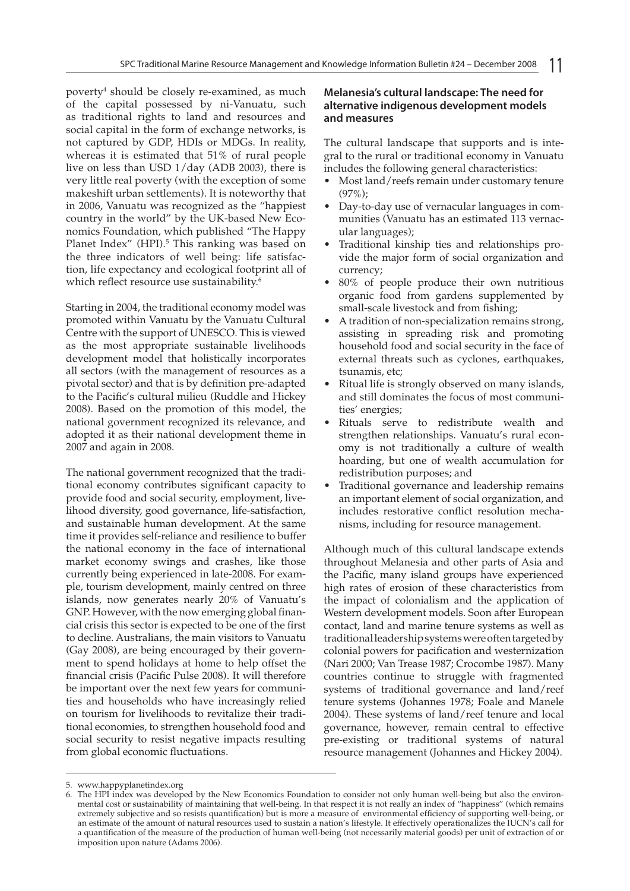poverty[4] should be closely re-examined, as much of the capital possessed by ni-Vanuatu, such as traditional rights to land and resources and social capital in the form of exchange networks, is not captured by GDP, HDIs or MDGs. In reality, whereas it is estimated that 51% of rural people live on less than USD 1/day (ADB 2003), there is very little real poverty (with the exception of some makeshift urban settlements). It is noteworthy that in 2006, Vanuatu was recognized as the "happiest country in the world" by the UK-based New Economics Foundation, which published "The Happy Planet Index" (HPI).[5] This ranking was based on the three indicators of well being: life satisfaction, life expectancy and ecological footprint all of which reflect resource use sustainability.[6]

Starting in 2004, the traditional economy model was promoted within Vanuatu by the Vanuatu Cultural Centre with the support of UNESCO. This is viewed as the most appropriate sustainable livelihoods development model that holistically incorporates all sectors (with the management of resources as a pivotal sector) and that is by definition pre-adapted to the Pacific's cultural milieu (Ruddle and Hickey 2008). Based on the promotion of this model, the national government recognized its relevance, and adopted it as their national development theme in 2007 and again in 2008.

The national government recognized that the traditional economy contributes significant capacity to provide food and social security, employment, livelihood diversity, good governance, life-satisfaction, and sustainable human development. At the same time it provides self-reliance and resilience to buffer the national economy in the face of international market economy swings and crashes, like those currently being experienced in late-2008. For example, tourism development, mainly centred on three islands, now generates nearly 20% of Vanuatu's GNP. However, with the now emerging global financial crisis this sector is expected to be one of the first to decline. Australians, the main visitors to Vanuatu (Gay 2008), are being encouraged by their government to spend holidays at home to help offset the financial crisis (Pacific Pulse 2008). It will therefore be important over the next few years for communities and households who have increasingly relied on tourism for livelihoods to revitalize their traditional economies, to strengthen household food and social security to resist negative impacts resulting from global economic fluctuations.

### Melanesia's cultural landscape: The need for alternative indigenous development models and measures

The cultural landscape that supports and is integral to the rural or traditional economy in Vanuatu includes the following general characteristics:

- Most land/reefs remain under customary tenure (97%);
- Day-to-day use of vernacular languages in communities (Vanuatu has an estimated 113 vernacular languages);
- Traditional kinship ties and relationships provide the major form of social organization and currency;
- 80% of people produce their own nutritious organic food from gardens supplemented by small-scale livestock and from fishing;
- A tradition of non-specialization remains strong, assisting in spreading risk and promoting household food and social security in the face of external threats such as cyclones, earthquakes, tsunamis, etc;
- Ritual life is strongly observed on many islands, and still dominates the focus of most communities' energies;
- Rituals serve to redistribute wealth and strengthen relationships. Vanuatu's rural economy is not traditionally a culture of wealth hoarding, but one of wealth accumulation for redistribution purposes; and
- Traditional governance and leadership remains an important element of social organization, and includes restorative conflict resolution mechanisms, including for resource management.

Although much of this cultural landscape extends throughout Melanesia and other parts of Asia and the Pacific, many island groups have experienced high rates of erosion of these characteristics from the impact of colonialism and the application of Western development models. Soon after European contact, land and marine tenure systems as well as traditional leadership systems were often targeted by colonial powers for pacification and westernization (Nari 2000; Van Trease 1987; Crocombe 1987). Many countries continue to struggle with fragmented systems of traditional governance and land/reef tenure systems (Johannes 1978; Foale and Manele 2004). These systems of land/reef tenure and local governance, however, remain central to effective pre-existing or traditional systems of natural resource management (Johannes and Hickey 2004).

---

5. www.happyplanetindex.org
6. The HPI index was developed by the New Economics Foundation to consider not only human well-being but also the environmental cost or sustainability of maintaining that well-being. In that respect it is not really an index of "happiness" (which remains extremely subjective and so resists quantification) but is more a measure of environmental efficiency of supporting well-being, or an estimate of the amount of natural resources used to sustain a nation's lifestyle. It effectively operationalizes the IUCN's call for a quantification of the measure of the production of human well-being (not necessarily material goods) per unit of extraction of or imposition upon nature (Adams 2006).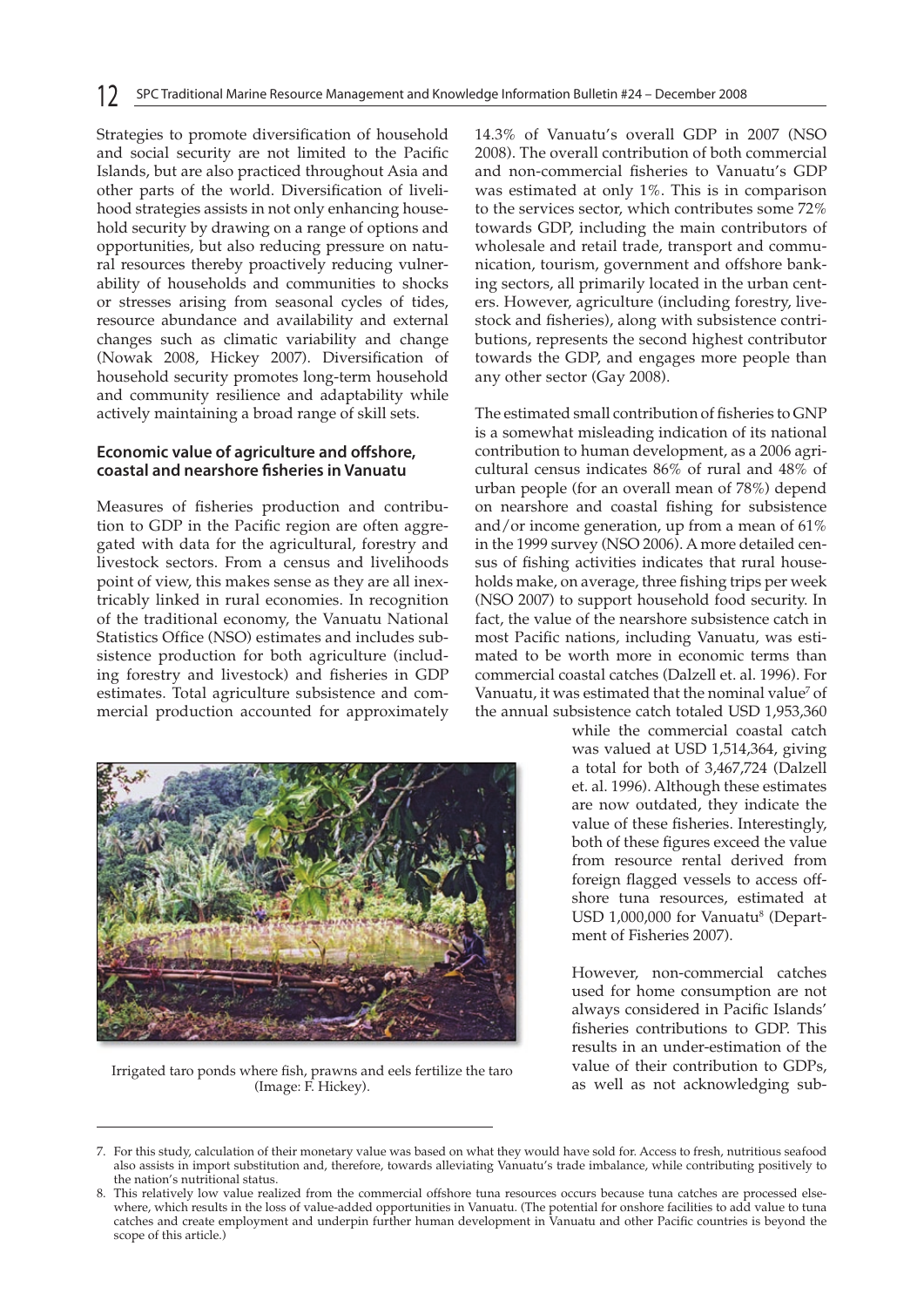Strategies to promote diversification of household and social security are not limited to the Pacific Islands, but are also practiced throughout Asia and other parts of the world. Diversification of livelihood strategies assists in not only enhancing household security by drawing on a range of options and opportunities, but also reducing pressure on natural resources thereby proactively reducing vulnerability of households and communities to shocks or stresses arising from seasonal cycles of tides, resource abundance and availability and external changes such as climatic variability and change (Nowak 2008, Hickey 2007). Diversification of household security promotes long-term household and community resilience and adaptability while actively maintaining a broad range of skill sets.

### Economic value of agriculture and offshore, coastal and nearshore fisheries in Vanuatu

Measures of fisheries production and contribution to GDP in the Pacific region are often aggregated with data for the agricultural, forestry and livestock sectors. From a census and livelihoods point of view, this makes sense as they are all inextricably linked in rural economies. In recognition of the traditional economy, the Vanuatu National Statistics Office (NSO) estimates and includes subsistence production for both agriculture (including forestry and livestock) and fisheries in GDP estimates. Total agriculture subsistence and commercial production accounted for approximately 14.3% of Vanuatu's overall GDP in 2007 (NSO 2008). The overall contribution of both commercial and non-commercial fisheries to Vanuatu's GDP was estimated at only 1%. This is in comparison to the services sector, which contributes some 72% towards GDP, including the main contributors of wholesale and retail trade, transport and communication, tourism, government and offshore banking sectors, all primarily located in the urban centers. However, agriculture (including forestry, livestock and fisheries), along with subsistence contributions, represents the second highest contributor towards the GDP, and engages more people than any other sector (Gay 2008).

The estimated small contribution of fisheries to GNP is a somewhat misleading indication of its national contribution to human development, as a 2006 agricultural census indicates 86% of rural and 48% of urban people (for an overall mean of 78%) depend on nearshore and coastal fishing for subsistence and/or income generation, up from a mean of 61% in the 1999 survey (NSO 2006). A more detailed census of fishing activities indicates that rural households make, on average, three fishing trips per week (NSO 2007) to support household food security. In fact, the value of the nearshore subsistence catch in most Pacific nations, including Vanuatu, was estimated to be worth more in economic terms than commercial coastal catches (Dalzell et. al. 1996). For Vanuatu, it was estimated that the nominal value[7] of the annual subsistence catch totaled USD 1,953,360 while the commercial coastal catch was valued at USD 1,514,364, giving a total for both of 3,467,724 (Dalzell et. al. 1996). Although these estimates are now outdated, they indicate the value of these fisheries. Interestingly, both of these figures exceed the value from resource rental derived from foreign flagged vessels to access offshore tuna resources, estimated at USD 1,000,000 for Vanuatu[8] (Department of Fisheries 2007).

However, non-commercial catches used for home consumption are not always considered in Pacific Islands' fisheries contributions to GDP. This results in an under-estimation of the value of their contribution to GDPs, as well as not acknowledging sub-

Irrigated taro ponds where fish, prawns and eels fertilize the taro (Image: F. Hickey).

---

7. For this study, calculation of their monetary value was based on what they would have sold for. Access to fresh, nutritious seafood also assists in import substitution and, therefore, towards alleviating Vanuatu's trade imbalance, while contributing positively to the nation's nutritional status.

8. This relatively low value realized from the commercial offshore tuna resources occurs because tuna catches are processed elsewhere, which results in the loss of value-added opportunities in Vanuatu. (The potential for onshore facilities to add value to tuna catches and create employment and underpin further human development in Vanuatu and other Pacific countries is beyond the scope of this article.)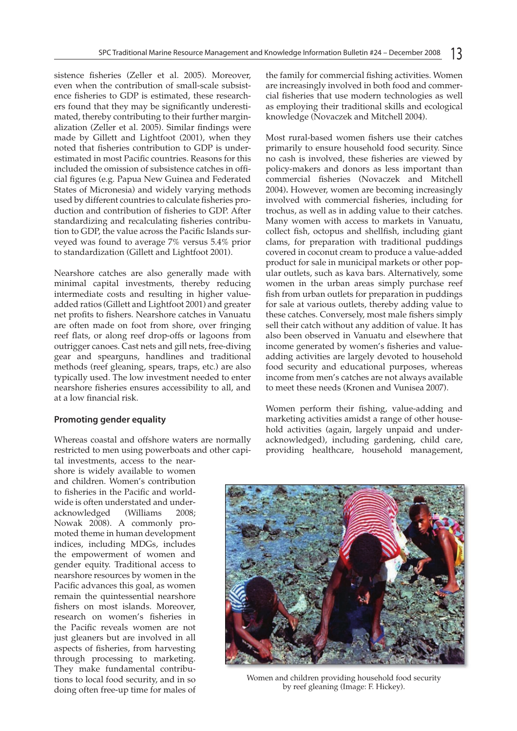sistence fisheries (Zeller et al. 2005). Moreover, even when the contribution of small-scale subsistence fisheries to GDP is estimated, these researchers found that they may be significantly underestimated, thereby contributing to their further marginalization (Zeller et al. 2005). Similar findings were made by Gillett and Lightfoot (2001), when they noted that fisheries contribution to GDP is underestimated in most Pacific countries. Reasons for this included the omission of subsistence catches in official figures (e.g. Papua New Guinea and Federated States of Micronesia) and widely varying methods used by different countries to calculate fisheries production and contribution of fisheries to GDP. After standardizing and recalculating fisheries contribution to GDP, the value across the Pacific Islands surveyed was found to average 7% versus 5.4% prior to standardization (Gillett and Lightfoot 2001).

Nearshore catches are also generally made with minimal capital investments, thereby reducing intermediate costs and resulting in higher value-added ratios (Gillett and Lightfoot 2001) and greater net profits to fishers. Nearshore catches in Vanuatu are often made on foot from shore, over fringing reef flats, or along reef drop-offs or lagoons from outrigger canoes. Cast nets and gill nets, free-diving gear and spearguns, handlines and traditional methods (reef gleaning, spears, traps, etc.) are also typically used. The low investment needed to enter nearshore fisheries ensures accessibility to all, and at a low financial risk.

#### Promoting gender equality

Whereas coastal and offshore waters are normally restricted to men using powerboats and other capital investments, access to the nearshore is widely available to women and children. Women's contribution to fisheries in the Pacific and worldwide is often understated and underacknowledged (Williams 2008; Nowak 2008). A commonly promoted theme in human development indices, including MDGs, includes the empowerment of women and gender equity. Traditional access to nearshore resources by women in the Pacific advances this goal, as women remain the quintessential nearshore fishers on most islands. Moreover, research on women's fisheries in the Pacific reveals women are not just gleaners but are involved in all aspects of fisheries, from harvesting through processing to marketing. They make fundamental contributions to local food security, and in so doing often free-up time for males of the family for commercial fishing activities. Women are increasingly involved in both food and commercial fisheries that use modern technologies as well as employing their traditional skills and ecological knowledge (Novaczek and Mitchell 2004).

Most rural-based women fishers use their catches primarily to ensure household food security. Since no cash is involved, these fisheries are viewed by policy-makers and donors as less important than commercial fisheries (Novaczek and Mitchell 2004). However, women are becoming increasingly involved with commercial fisheries, including for trochus, as well as in adding value to their catches. Many women with access to markets in Vanuatu, collect fish, octopus and shellfish, including giant clams, for preparation with traditional puddings covered in coconut cream to produce a value-added product for sale in municipal markets or other popular outlets, such as kava bars. Alternatively, some women in the urban areas simply purchase reef fish from urban outlets for preparation in puddings for sale at various outlets, thereby adding value to these catches. Conversely, most male fishers simply sell their catch without any addition of value. It has also been observed in Vanuatu and elsewhere that income generated by women's fisheries and value-adding activities are largely devoted to household food security and educational purposes, whereas income from men's catches are not always available to meet these needs (Kronen and Vunisea 2007).

Women perform their fishing, value-adding and marketing activities amidst a range of other household activities (again, largely unpaid and under-acknowledged), including gardening, child care, providing healthcare, household management,

Women and children providing household food security by reef gleaning (Image: F. Hickey).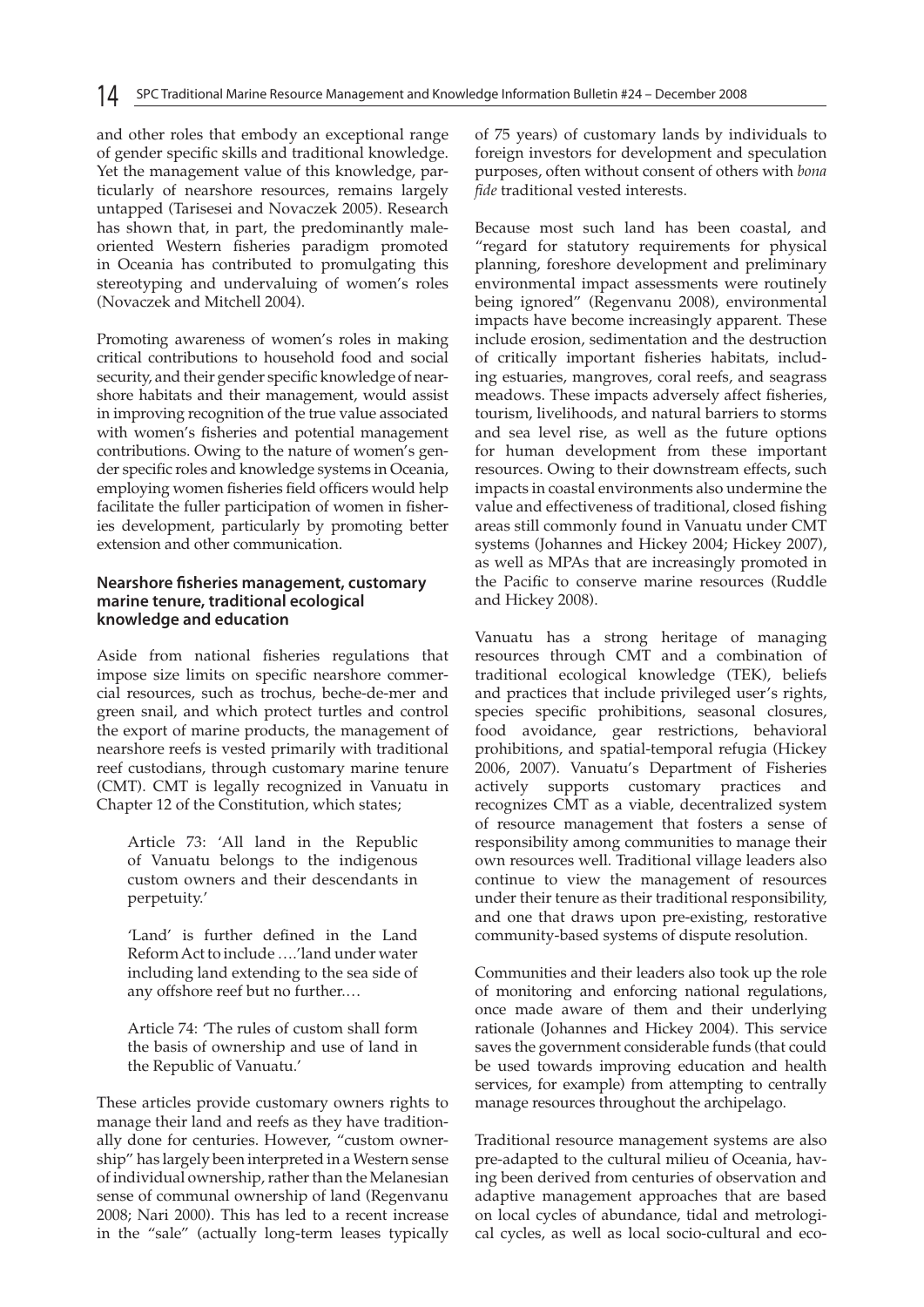and other roles that embody an exceptional range of gender specific skills and traditional knowledge. Yet the management value of this knowledge, particularly of nearshore resources, remains largely untapped (Tarisesei and Novaczek 2005). Research has shown that, in part, the predominantly male-oriented Western fisheries paradigm promoted in Oceania has contributed to promulgating this stereotyping and undervaluing of women's roles (Novaczek and Mitchell 2004).

Promoting awareness of women's roles in making critical contributions to household food and social security, and their gender specific knowledge of nearshore habitats and their management, would assist in improving recognition of the true value associated with women's fisheries and potential management contributions. Owing to the nature of women's gender specific roles and knowledge systems in Oceania, employing women fisheries field officers would help facilitate the fuller participation of women in fisheries development, particularly by promoting better extension and other communication.

### Nearshore fisheries management, customary marine tenure, traditional ecological knowledge and education

Aside from national fisheries regulations that impose size limits on specific nearshore commercial resources, such as trochus, beche-de-mer and green snail, and which protect turtles and control the export of marine products, the management of nearshore reefs is vested primarily with traditional reef custodians, through customary marine tenure (CMT). CMT is legally recognized in Vanuatu in Chapter 12 of the Constitution, which states;

> Article 73: 'All land in the Republic of Vanuatu belongs to the indigenous custom owners and their descendants in perpetuity.'
>
> 'Land' is further defined in the Land Reform Act to include ….'land under water including land extending to the sea side of any offshore reef but no further.…
>
> Article 74: 'The rules of custom shall form the basis of ownership and use of land in the Republic of Vanuatu.'

These articles provide customary owners rights to manage their land and reefs as they have traditionally done for centuries. However, "custom ownership" has largely been interpreted in a Western sense of individual ownership, rather than the Melanesian sense of communal ownership of land (Regenvanu 2008; Nari 2000). This has led to a recent increase in the "sale" (actually long-term leases typically of 75 years) of customary lands by individuals to foreign investors for development and speculation purposes, often without consent of others with *bona fide* traditional vested interests.

Because most such land has been coastal, and "regard for statutory requirements for physical planning, foreshore development and preliminary environmental impact assessments were routinely being ignored" (Regenvanu 2008), environmental impacts have become increasingly apparent. These include erosion, sedimentation and the destruction of critically important fisheries habitats, including estuaries, mangroves, coral reefs, and seagrass meadows. These impacts adversely affect fisheries, tourism, livelihoods, and natural barriers to storms and sea level rise, as well as the future options for human development from these important resources. Owing to their downstream effects, such impacts in coastal environments also undermine the value and effectiveness of traditional, closed fishing areas still commonly found in Vanuatu under CMT systems (Johannes and Hickey 2004; Hickey 2007), as well as MPAs that are increasingly promoted in the Pacific to conserve marine resources (Ruddle and Hickey 2008).

Vanuatu has a strong heritage of managing resources through CMT and a combination of traditional ecological knowledge (TEK), beliefs and practices that include privileged user's rights, species specific prohibitions, seasonal closures, food avoidance, gear restrictions, behavioral prohibitions, and spatial-temporal refugia (Hickey 2006, 2007). Vanuatu's Department of Fisheries actively supports customary practices and recognizes CMT as a viable, decentralized system of resource management that fosters a sense of responsibility among communities to manage their own resources well. Traditional village leaders also continue to view the management of resources under their tenure as their traditional responsibility, and one that draws upon pre-existing, restorative community-based systems of dispute resolution.

Communities and their leaders also took up the role of monitoring and enforcing national regulations, once made aware of them and their underlying rationale (Johannes and Hickey 2004). This service saves the government considerable funds (that could be used towards improving education and health services, for example) from attempting to centrally manage resources throughout the archipelago.

Traditional resource management systems are also pre-adapted to the cultural milieu of Oceania, having been derived from centuries of observation and adaptive management approaches that are based on local cycles of abundance, tidal and metrological cycles, as well as local socio-cultural and eco-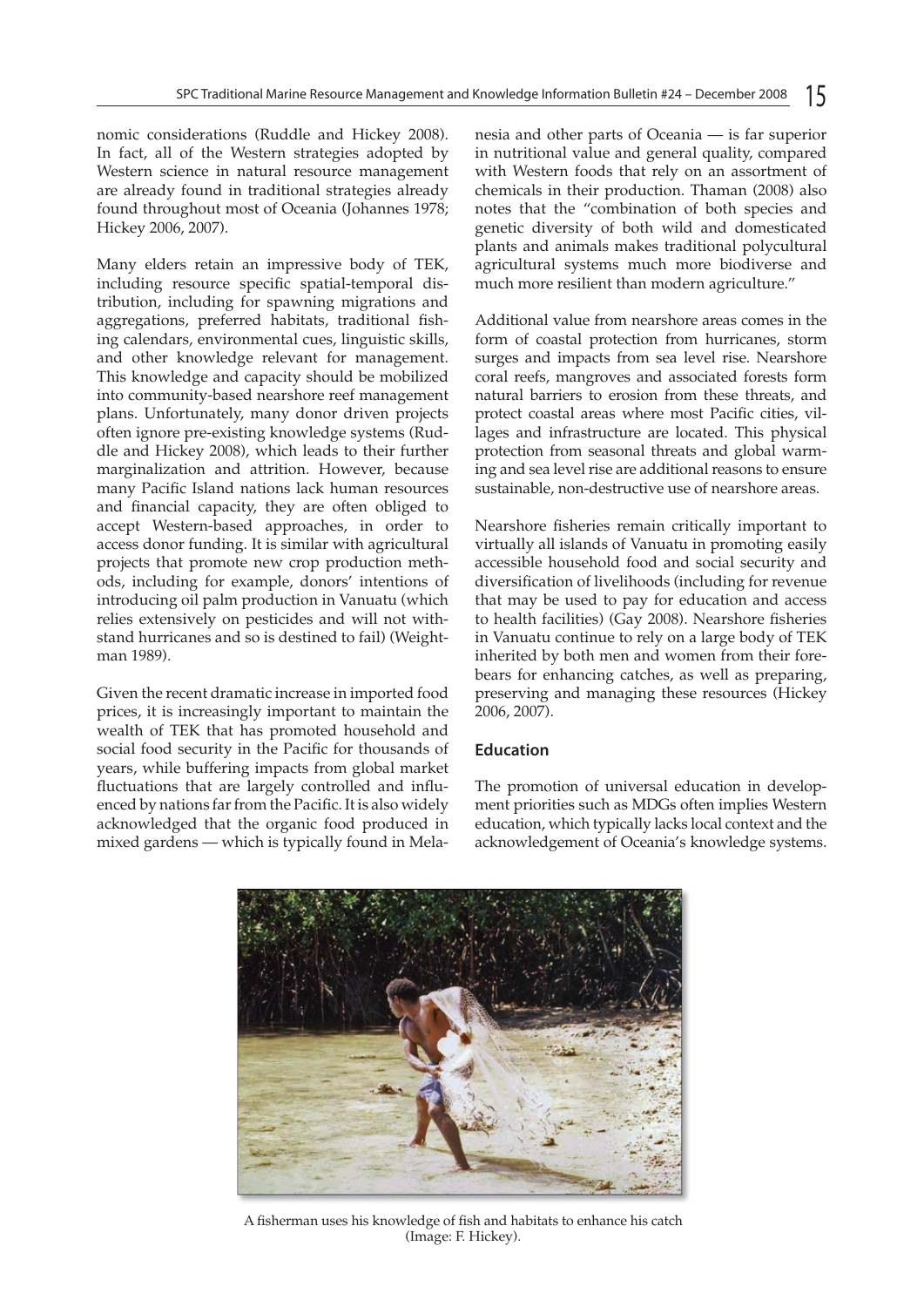nomic considerations (Ruddle and Hickey 2008). In fact, all of the Western strategies adopted by Western science in natural resource management are already found in traditional strategies already found throughout most of Oceania (Johannes 1978; Hickey 2006, 2007).

Many elders retain an impressive body of TEK, including resource specific spatial-temporal distribution, including for spawning migrations and aggregations, preferred habitats, traditional fishing calendars, environmental cues, linguistic skills, and other knowledge relevant for management. This knowledge and capacity should be mobilized into community-based nearshore reef management plans. Unfortunately, many donor driven projects often ignore pre-existing knowledge systems (Ruddle and Hickey 2008), which leads to their further marginalization and attrition. However, because many Pacific Island nations lack human resources and financial capacity, they are often obliged to accept Western-based approaches, in order to access donor funding. It is similar with agricultural projects that promote new crop production methods, including for example, donors' intentions of introducing oil palm production in Vanuatu (which relies extensively on pesticides and will not withstand hurricanes and so is destined to fail) (Weightman 1989).

Given the recent dramatic increase in imported food prices, it is increasingly important to maintain the wealth of TEK that has promoted household and social food security in the Pacific for thousands of years, while buffering impacts from global market fluctuations that are largely controlled and influenced by nations far from the Pacific. It is also widely acknowledged that the organic food produced in mixed gardens — which is typically found in Melanesia and other parts of Oceania — is far superior in nutritional value and general quality, compared with Western foods that rely on an assortment of chemicals in their production. Thaman (2008) also notes that the "combination of both species and genetic diversity of both wild and domesticated plants and animals makes traditional polycultural agricultural systems much more biodiverse and much more resilient than modern agriculture."

Additional value from nearshore areas comes in the form of coastal protection from hurricanes, storm surges and impacts from sea level rise. Nearshore coral reefs, mangroves and associated forests form natural barriers to erosion from these threats, and protect coastal areas where most Pacific cities, villages and infrastructure are located. This physical protection from seasonal threats and global warming and sea level rise are additional reasons to ensure sustainable, non-destructive use of nearshore areas.

Nearshore fisheries remain critically important to virtually all islands of Vanuatu in promoting easily accessible household food and social security and diversification of livelihoods (including for revenue that may be used to pay for education and access to health facilities) (Gay 2008). Nearshore fisheries in Vanuatu continue to rely on a large body of TEK inherited by both men and women from their forebears for enhancing catches, as well as preparing, preserving and managing these resources (Hickey 2006, 2007).

### Education

The promotion of universal education in development priorities such as MDGs often implies Western education, which typically lacks local context and the acknowledgement of Oceania's knowledge systems.

A fisherman uses his knowledge of fish and habitats to enhance his catch (Image: F. Hickey).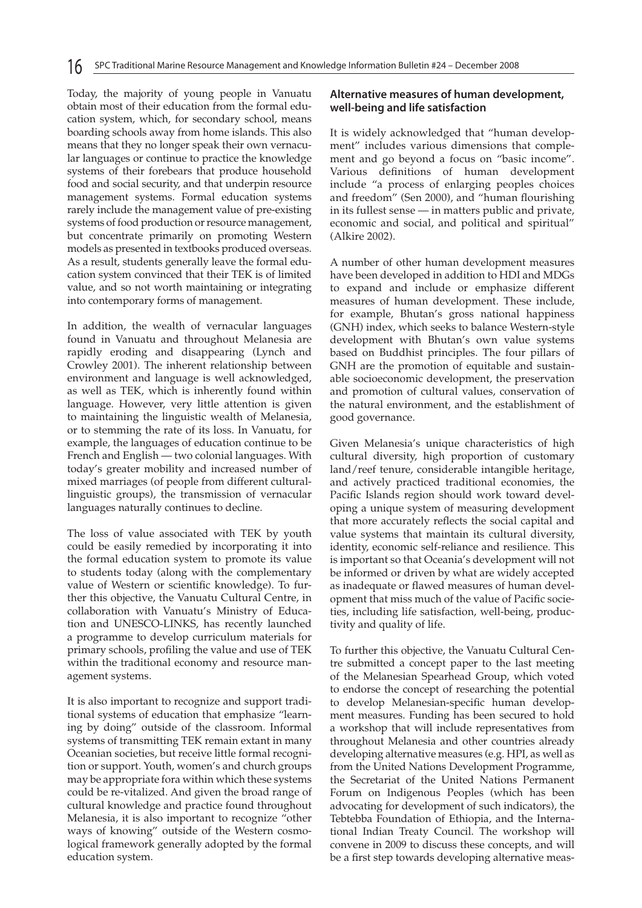Today, the majority of young people in Vanuatu obtain most of their education from the formal education system, which, for secondary school, means boarding schools away from home islands. This also means that they no longer speak their own vernacular languages or continue to practice the knowledge systems of their forebears that produce household food and social security, and that underpin resource management systems. Formal education systems rarely include the management value of pre-existing systems of food production or resource management, but concentrate primarily on promoting Western models as presented in textbooks produced overseas. As a result, students generally leave the formal education system convinced that their TEK is of limited value, and so not worth maintaining or integrating into contemporary forms of management.

In addition, the wealth of vernacular languages found in Vanuatu and throughout Melanesia are rapidly eroding and disappearing (Lynch and Crowley 2001). The inherent relationship between environment and language is well acknowledged, as well as TEK, which is inherently found within language. However, very little attention is given to maintaining the linguistic wealth of Melanesia, or to stemming the rate of its loss. In Vanuatu, for example, the languages of education continue to be French and English — two colonial languages. With today's greater mobility and increased number of mixed marriages (of people from different cultural-linguistic groups), the transmission of vernacular languages naturally continues to decline.

The loss of value associated with TEK by youth could be easily remedied by incorporating it into the formal education system to promote its value to students today (along with the complementary value of Western or scientific knowledge). To further this objective, the Vanuatu Cultural Centre, in collaboration with Vanuatu's Ministry of Education and UNESCO-LINKS, has recently launched a programme to develop curriculum materials for primary schools, profiling the value and use of TEK within the traditional economy and resource management systems.

It is also important to recognize and support traditional systems of education that emphasize "learning by doing" outside of the classroom. Informal systems of transmitting TEK remain extant in many Oceanian societies, but receive little formal recognition or support. Youth, women's and church groups may be appropriate fora within which these systems could be re-vitalized. And given the broad range of cultural knowledge and practice found throughout Melanesia, it is also important to recognize "other ways of knowing" outside of the Western cosmological framework generally adopted by the formal education system.

### Alternative measures of human development, well-being and life satisfaction

It is widely acknowledged that "human development" includes various dimensions that complement and go beyond a focus on "basic income". Various definitions of human development include "a process of enlarging peoples choices and freedom" (Sen 2000), and "human flourishing in its fullest sense — in matters public and private, economic and social, and political and spiritual" (Alkire 2002).

A number of other human development measures have been developed in addition to HDI and MDGs to expand and include or emphasize different measures of human development. These include, for example, Bhutan's gross national happiness (GNH) index, which seeks to balance Western-style development with Bhutan's own value systems based on Buddhist principles. The four pillars of GNH are the promotion of equitable and sustainable socioeconomic development, the preservation and promotion of cultural values, conservation of the natural environment, and the establishment of good governance.

Given Melanesia's unique characteristics of high cultural diversity, high proportion of customary land/reef tenure, considerable intangible heritage, and actively practiced traditional economies, the Pacific Islands region should work toward developing a unique system of measuring development that more accurately reflects the social capital and value systems that maintain its cultural diversity, identity, economic self-reliance and resilience. This is important so that Oceania's development will not be informed or driven by what are widely accepted as inadequate or flawed measures of human development that miss much of the value of Pacific societies, including life satisfaction, well-being, productivity and quality of life.

To further this objective, the Vanuatu Cultural Centre submitted a concept paper to the last meeting of the Melanesian Spearhead Group, which voted to endorse the concept of researching the potential to develop Melanesian-specific human development measures. Funding has been secured to hold a workshop that will include representatives from throughout Melanesia and other countries already developing alternative measures (e.g. HPI, as well as from the United Nations Development Programme, the Secretariat of the United Nations Permanent Forum on Indigenous Peoples (which has been advocating for development of such indicators), the Tebtebba Foundation of Ethiopia, and the International Indian Treaty Council. The workshop will convene in 2009 to discuss these concepts, and will be a first step towards developing alternative meas-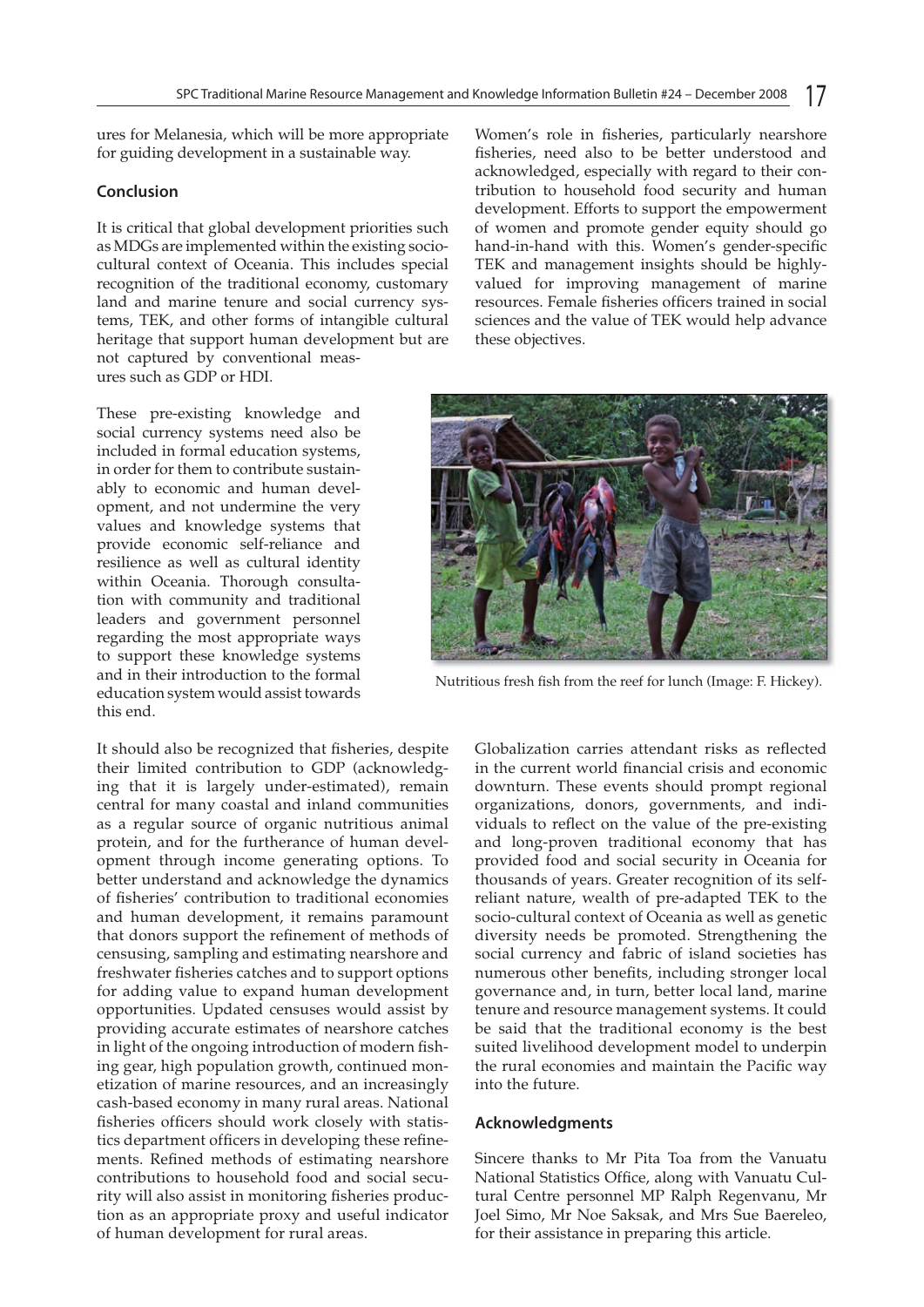ures for Melanesia, which will be more appropriate for guiding development in a sustainable way.

### Conclusion

It is critical that global development priorities such as MDGs are implemented within the existing socio-cultural context of Oceania. This includes special recognition of the traditional economy, customary land and marine tenure and social currency systems, TEK, and other forms of intangible cultural heritage that support human development but are not captured by conventional measures such as GDP or HDI.

These pre-existing knowledge and social currency systems need also be included in formal education systems, in order for them to contribute sustainably to economic and human development, and not undermine the very values and knowledge systems that provide economic self-reliance and resilience as well as cultural identity within Oceania. Thorough consultation with community and traditional leaders and government personnel regarding the most appropriate ways to support these knowledge systems and in their introduction to the formal education system would assist towards this end.

It should also be recognized that fisheries, despite their limited contribution to GDP (acknowledging that it is largely under-estimated), remain central for many coastal and inland communities as a regular source of organic nutritious animal protein, and for the furtherance of human development through income generating options. To better understand and acknowledge the dynamics of fisheries' contribution to traditional economies and human development, it remains paramount that donors support the refinement of methods of censusing, sampling and estimating nearshore and freshwater fisheries catches and to support options for adding value to expand human development opportunities. Updated censuses would assist by providing accurate estimates of nearshore catches in light of the ongoing introduction of modern fishing gear, high population growth, continued monetization of marine resources, and an increasingly cash-based economy in many rural areas. National fisheries officers should work closely with statistics department officers in developing these refinements. Refined methods of estimating nearshore contributions to household food and social security will also assist in monitoring fisheries production as an appropriate proxy and useful indicator of human development for rural areas.

Women's role in fisheries, particularly nearshore fisheries, need also to be better understood and acknowledged, especially with regard to their contribution to household food security and human development. Efforts to support the empowerment of women and promote gender equity should go hand-in-hand with this. Women's gender-specific TEK and management insights should be highly-valued for improving management of marine resources. Female fisheries officers trained in social sciences and the value of TEK would help advance these objectives.

Nutritious fresh fish from the reef for lunch (Image: F. Hickey).

Globalization carries attendant risks as reflected in the current world financial crisis and economic downturn. These events should prompt regional organizations, donors, governments, and individuals to reflect on the value of the pre-existing and long-proven traditional economy that has provided food and social security in Oceania for thousands of years. Greater recognition of its self-reliant nature, wealth of pre-adapted TEK to the socio-cultural context of Oceania as well as genetic diversity needs be promoted. Strengthening the social currency and fabric of island societies has numerous other benefits, including stronger local governance and, in turn, better local land, marine tenure and resource management systems. It could be said that the traditional economy is the best suited livelihood development model to underpin the rural economies and maintain the Pacific way into the future.

### Acknowledgments

Sincere thanks to Mr Pita Toa from the Vanuatu National Statistics Office, along with Vanuatu Cultural Centre personnel MP Ralph Regenvanu, Mr Joel Simo, Mr Noe Saksak, and Mrs Sue Baereleo, for their assistance in preparing this article.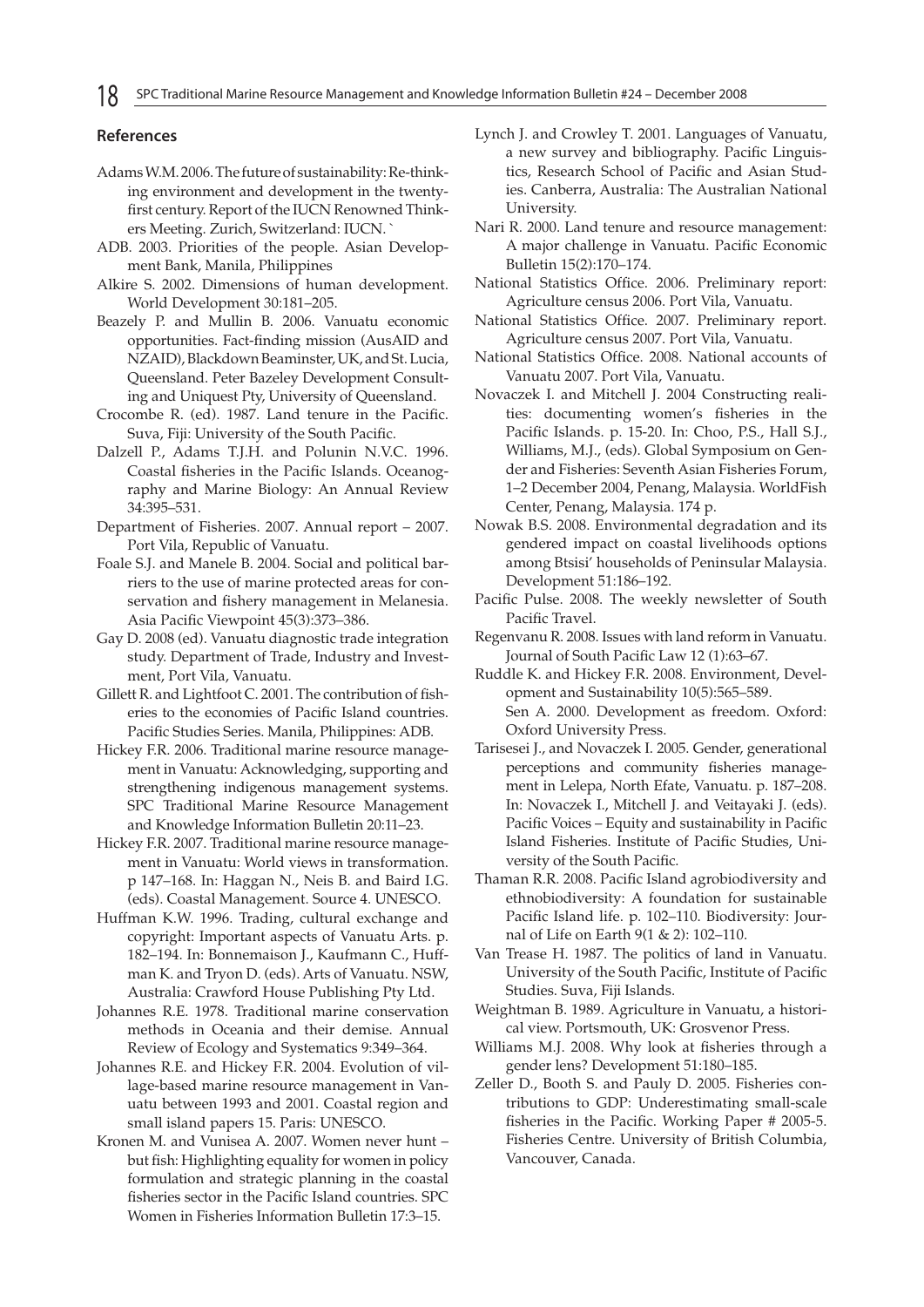## References

Adams W.M. 2006. The future of sustainability: Re-thinking environment and development in the twenty-first century. Report of the IUCN Renowned Thinkers Meeting. Zurich, Switzerland: IUCN. `

ADB. 2003. Priorities of the people. Asian Development Bank, Manila, Philippines

Alkire S. 2002. Dimensions of human development. World Development 30:181–205.

Beazely P. and Mullin B. 2006. Vanuatu economic opportunities. Fact-finding mission (AusAID and NZAID), Blackdown Beaminster, UK, and St. Lucia, Queensland. Peter Bazeley Development Consulting and Uniquest Pty, University of Queensland.

Crocombe R. (ed). 1987. Land tenure in the Pacific. Suva, Fiji: University of the South Pacific.

Dalzell P., Adams T.J.H. and Polunin N.V.C. 1996. Coastal fisheries in the Pacific Islands. Oceanography and Marine Biology: An Annual Review 34:395–531.

Department of Fisheries. 2007. Annual report – 2007. Port Vila, Republic of Vanuatu.

Foale S.J. and Manele B. 2004. Social and political barriers to the use of marine protected areas for conservation and fishery management in Melanesia. Asia Pacific Viewpoint 45(3):373–386.

Gay D. 2008 (ed). Vanuatu diagnostic trade integration study. Department of Trade, Industry and Investment, Port Vila, Vanuatu.

Gillett R. and Lightfoot C. 2001. The contribution of fisheries to the economies of Pacific Island countries. Pacific Studies Series. Manila, Philippines: ADB.

Hickey F.R. 2006. Traditional marine resource management in Vanuatu: Acknowledging, supporting and strengthening indigenous management systems. SPC Traditional Marine Resource Management and Knowledge Information Bulletin 20:11–23.

Hickey F.R. 2007. Traditional marine resource management in Vanuatu: World views in transformation. p 147–168. In: Haggan N., Neis B. and Baird I.G. (eds). Coastal Management. Source 4. UNESCO.

Huffman K.W. 1996. Trading, cultural exchange and copyright: Important aspects of Vanuatu Arts. p. 182–194. In: Bonnemaison J., Kaufmann C., Huffman K. and Tryon D. (eds). Arts of Vanuatu. NSW, Australia: Crawford House Publishing Pty Ltd.

Johannes R.E. 1978. Traditional marine conservation methods in Oceania and their demise. Annual Review of Ecology and Systematics 9:349–364.

Johannes R.E. and Hickey F.R. 2004. Evolution of village-based marine resource management in Vanuatu between 1993 and 2001. Coastal region and small island papers 15. Paris: UNESCO.

Kronen M. and Vunisea A. 2007. Women never hunt – but fish: Highlighting equality for women in policy formulation and strategic planning in the coastal fisheries sector in the Pacific Island countries. SPC Women in Fisheries Information Bulletin 17:3–15.

Lynch J. and Crowley T. 2001. Languages of Vanuatu, a new survey and bibliography. Pacific Linguistics, Research School of Pacific and Asian Studies. Canberra, Australia: The Australian National University.

Nari R. 2000. Land tenure and resource management: A major challenge in Vanuatu. Pacific Economic Bulletin 15(2):170–174.

National Statistics Office. 2006. Preliminary report: Agriculture census 2006. Port Vila, Vanuatu.

National Statistics Office. 2007. Preliminary report. Agriculture census 2007. Port Vila, Vanuatu.

National Statistics Office. 2008. National accounts of Vanuatu 2007. Port Vila, Vanuatu.

Novaczek I. and Mitchell J. 2004 Constructing realities: documenting women's fisheries in the Pacific Islands. p. 15-20. In: Choo, P.S., Hall S.J., Williams, M.J., (eds). Global Symposium on Gender and Fisheries: Seventh Asian Fisheries Forum, 1–2 December 2004, Penang, Malaysia. WorldFish Center, Penang, Malaysia. 174 p.

Nowak B.S. 2008. Environmental degradation and its gendered impact on coastal livelihoods options among Btsisi' households of Peninsular Malaysia. Development 51:186–192.

Pacific Pulse. 2008. The weekly newsletter of South Pacific Travel.

Regenvanu R. 2008. Issues with land reform in Vanuatu. Journal of South Pacific Law 12 (1):63–67.

Ruddle K. and Hickey F.R. 2008. Environment, Development and Sustainability 10(5):565–589.

Sen A. 2000. Development as freedom. Oxford: Oxford University Press.

Tarisesei J., and Novaczek I. 2005. Gender, generational perceptions and community fisheries management in Lelepa, North Efate, Vanuatu. p. 187–208. In: Novaczek I., Mitchell J. and Veitayaki J. (eds). Pacific Voices – Equity and sustainability in Pacific Island Fisheries. Institute of Pacific Studies, University of the South Pacific.

Thaman R.R. 2008. Pacific Island agrobiodiversity and ethnobiodiversity: A foundation for sustainable Pacific Island life. p. 102–110. Biodiversity: Journal of Life on Earth 9(1 & 2): 102–110.

Van Trease H. 1987. The politics of land in Vanuatu. University of the South Pacific, Institute of Pacific Studies. Suva, Fiji Islands.

Weightman B. 1989. Agriculture in Vanuatu, a historical view. Portsmouth, UK: Grosvenor Press.

Williams M.J. 2008. Why look at fisheries through a gender lens? Development 51:180–185.

Zeller D., Booth S. and Pauly D. 2005. Fisheries contributions to GDP: Underestimating small-scale fisheries in the Pacific. Working Paper # 2005-5. Fisheries Centre. University of British Columbia, Vancouver, Canada.